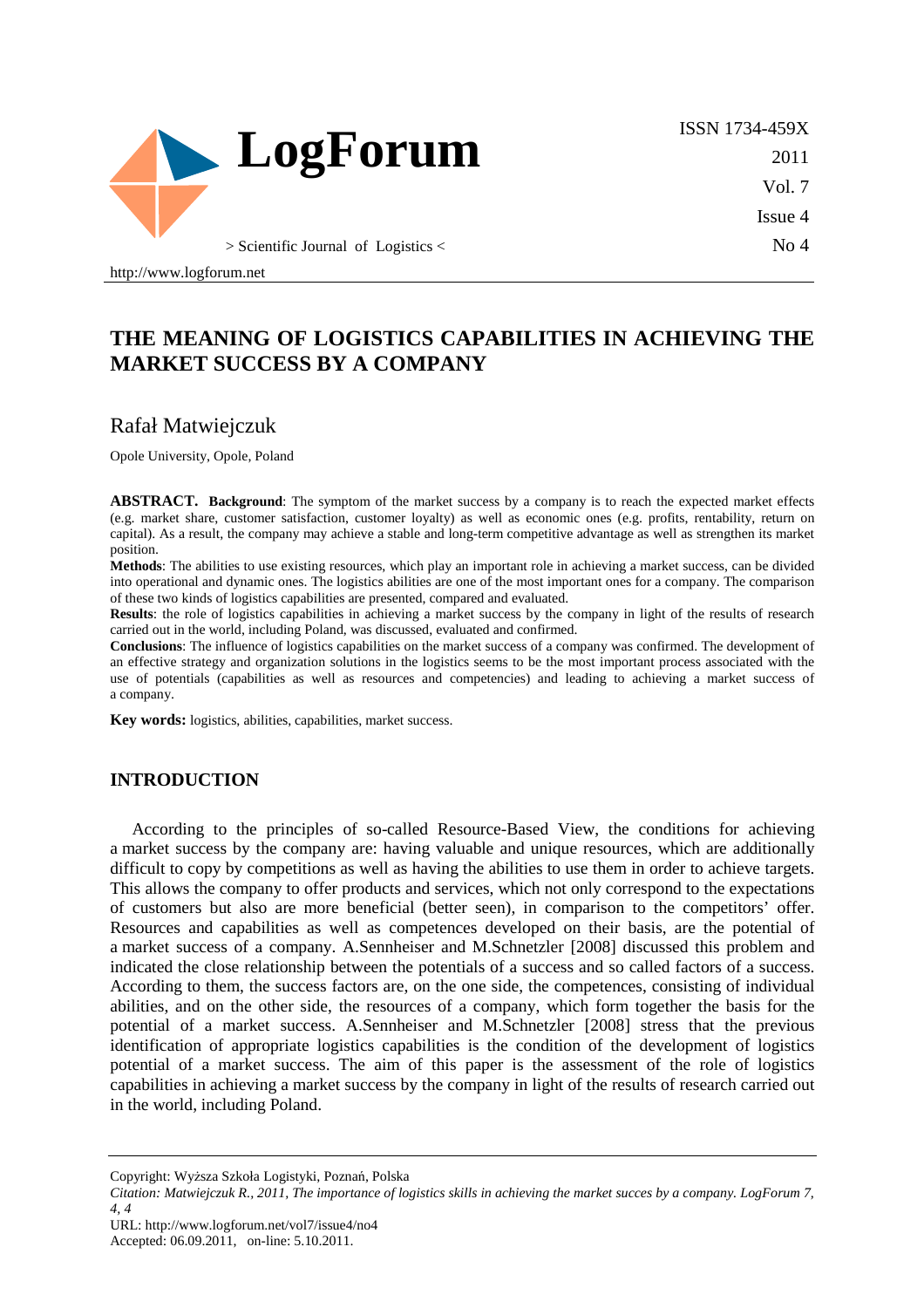# THE MEANING OF LOGISTICS CAPABILITIES IN ACHIEVING THE MARKET SUCCESS BY A COMPANY

Rafał Matwiejczuk

Opole University, Opole, Poland

**ABSTRACT. Background**: The symptom of the market success by a company is to reach the expected market effects (e.g. market share, customer satisfaction, customer loyalty) as well as economic ones (e.g. profits, rentability, return on capital). As a result, the company may achieve a stable and long-term competitive advantage as well as strengthen its market position.

**Methods**: The abilities to use existing resources, which play an important role in achieving a market success, can be divided into operational and dynamic ones. The logistics abilities are one of the most important ones for a company. The comparison of these two kinds of logistics capabilities are presented, compared and evaluated.

**Results**: the role of logistics capabilities in achieving a market success by the company in light of the results of research carried out in the world, including Poland, was discussed, evaluated and confirmed.

**Conclusions**: The influence of logistics capabilities on the market success of a company was confirmed. The development of an effective strategy and organization solutions in the logistics seems to be the most important process associated with the use of potentials (capabilities as well as resources and competencies) and leading to achieving a market success of a company.

**Key words:** logistics, abilities, capabilities, market success.

## INTRODUCTION

According to the principles of so-called Resource-Based View, the conditions for achieving a market success by the company are: having valuable and unique resources, which are additionally difficult to copy by competitions as well as having the abilities to use them in order to achieve targets. This allows the company to offer products and services, which not only correspond to the expectations of customers but also are more beneficial (better seen), in comparison to the competitors' offer. Resources and capabilities as well as competences developed on their basis, are the potential of a market success of a company. A.Sennheiser and M.Schnetzler [2008] discussed this problem and indicated the close relationship between the potentials of a success and so called factors of a success. According to them, the success factors are, on the one side, the competences, consisting of individual abilities, and on the other side, the resources of a company, which form together the basis for the potential of a market success. A.Sennheiser and M.Schnetzler [2008] stress that the previous identification of appropriate logistics capabilities is the condition of the development of logistics potential of a market success. The aim of this paper is the assessment of the role of logistics capabilities in achieving a market success by the company in light of the results of research carried out in the world, including Poland.

Copyright: Wyższa Szkoła Logistyki, Poznań, Polska

*Citation: Matwiejczuk R., 2011, The importance of logistics skills in achieving the market succes by a company. LogForum 7, 4, 4*

URL: http://www.logforum.net/vol7/issue4/no4

Accepted: 06.09.2011, on-line: 5.10.2011.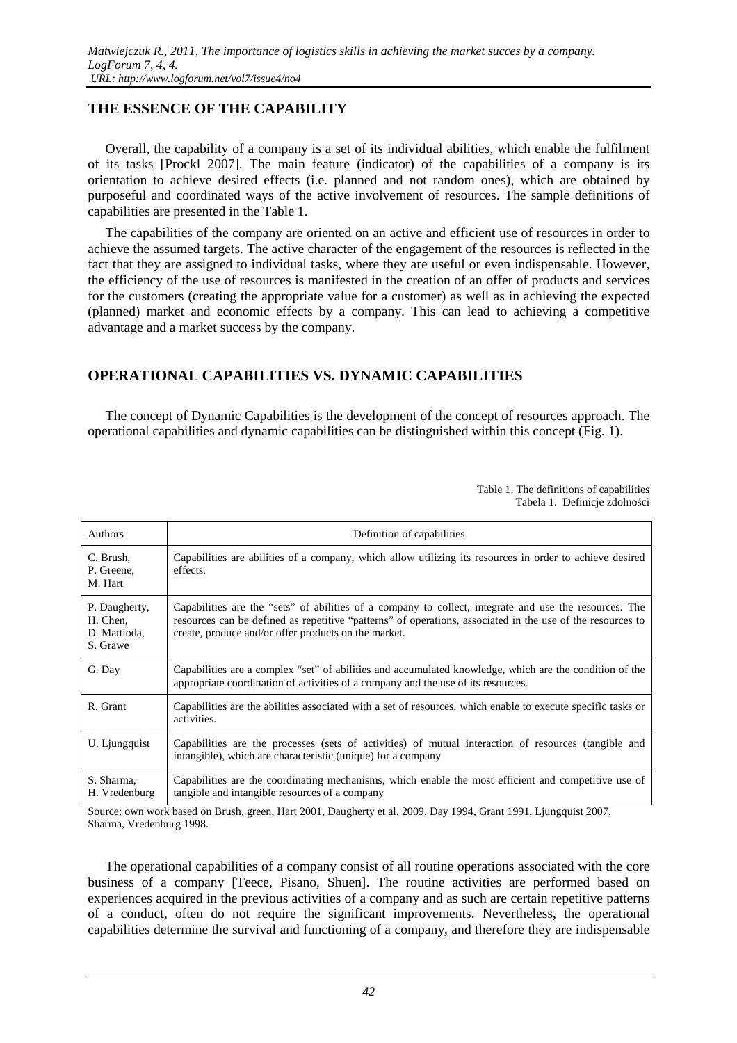## THE ESSENCE OF THE CAPABILITY

Overall, the capability of a company is a set of its individual abilities, which enable the fulfilment of its tasks [Prockl 2007]. The main feature (indicator) of the capabilities of a company is its orientation to achieve desired effects (i.e. planned and not random ones), which are obtained by purposeful and coordinated ways of the active involvement of resources. The sample definitions of capabilities are presented in the Table 1.

The capabilities of the company are oriented on an active and efficient use of resources in order to achieve the assumed targets. The active character of the engagement of the resources is reflected in the fact that they are assigned to individual tasks, where they are useful or even indispensable. However, the efficiency of the use of resources is manifested in the creation of an offer of products and services for the customers (creating the appropriate value for a customer) as well as in achieving the expected (planned) market and economic effects by a company. This can lead to achieving a competitive advantage and a market success by the company.

## OPERATIONAL CAPABILITIES VS. DYNAMIC CAPABILITIES

The concept of Dynamic Capabilities is the development of the concept of resources approach. The operational capabilities and dynamic capabilities can be distinguished within this concept (Fig. 1).

Table 1. The definitions of capabilities
Tabela 1. Definicje zdolności

| Authors | Definition of capabilities |
|---|---|
| C. Brush, P. Greene, M. Hart | Capabilities are abilities of a company, which allow utilizing its resources in order to achieve desired effects. |
| P. Daugherty, H. Chen, D. Mattioda, S. Grawe | Capabilities are the "sets" of abilities of a company to collect, integrate and use the resources. The resources can be defined as repetitive "patterns" of operations, associated in the use of the resources to create, produce and/or offer products on the market. |
| G. Day | Capabilities are a complex "set" of abilities and accumulated knowledge, which are the condition of the appropriate coordination of activities of a company and the use of its resources. |
| R. Grant | Capabilities are the abilities associated with a set of resources, which enable to execute specific tasks or activities. |
| U. Ljungquist | Capabilities are the processes (sets of activities) of mutual interaction of resources (tangible and intangible), which are characteristic (unique) for a company |
| S. Sharma, H. Vredenburg | Capabilities are the coordinating mechanisms, which enable the most efficient and competitive use of tangible and intangible resources of a company |

Source: own work based on Brush, green, Hart 2001, Daugherty et al. 2009, Day 1994, Grant 1991, Ljungquist 2007, Sharma, Vredenburg 1998.

The operational capabilities of a company consist of all routine operations associated with the core business of a company [Teece, Pisano, Shuen]. The routine activities are performed based on experiences acquired in the previous activities of a company and as such are certain repetitive patterns of a conduct, often do not require the significant improvements. Nevertheless, the operational capabilities determine the survival and functioning of a company, and therefore they are indispensable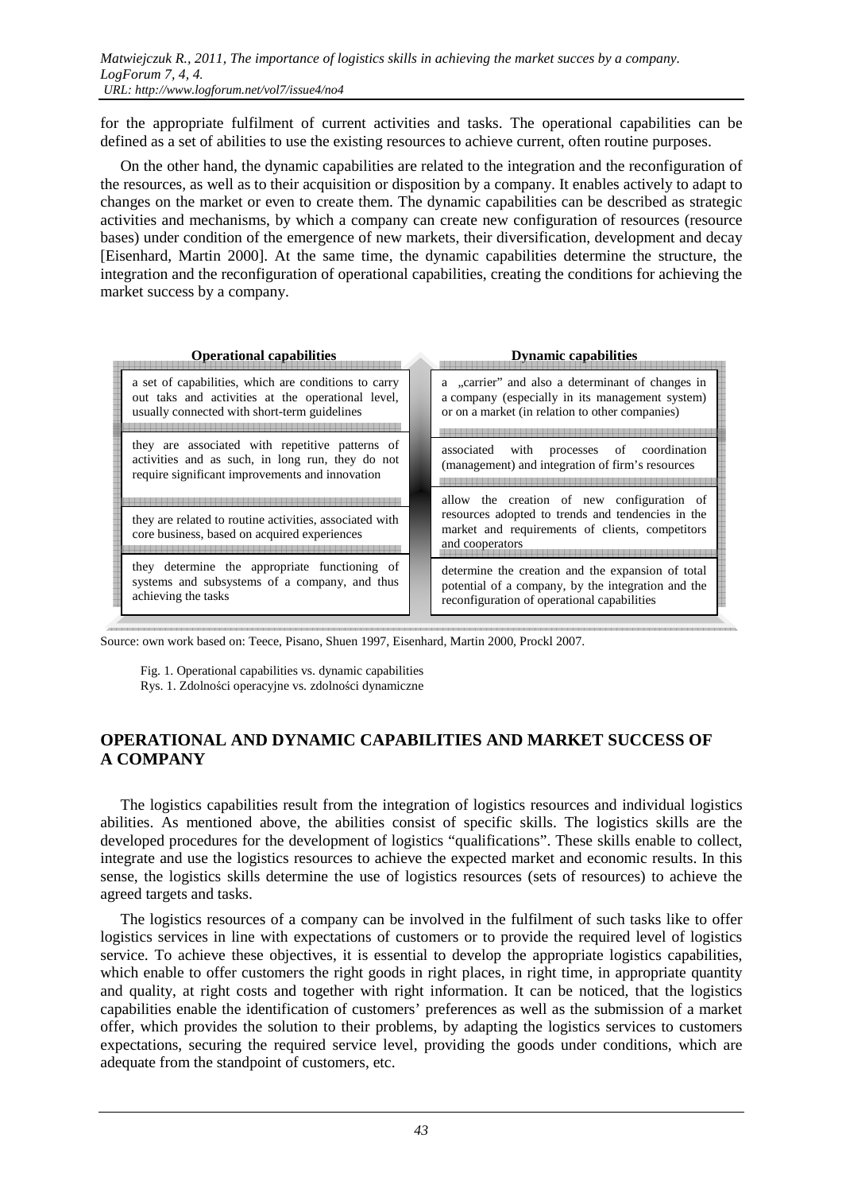for the appropriate fulfilment of current activities and tasks. The operational capabilities can be defined as a set of abilities to use the existing resources to achieve current, often routine purposes.

On the other hand, the dynamic capabilities are related to the integration and the reconfiguration of the resources, as well as to their acquisition or disposition by a company. It enables actively to adapt to changes on the market or even to create them. The dynamic capabilities can be described as strategic activities and mechanisms, by which a company can create new configuration of resources (resource bases) under condition of the emergence of new markets, their diversification, development and decay [Eisenhard, Martin 2000]. At the same time, the dynamic capabilities determine the structure, the integration and the reconfiguration of operational capabilities, creating the conditions for achieving the market success by a company.

| Operational capabilities | Dynamic capabilities |
|---|---|
| a set of capabilities, which are conditions to carry out taks and activities at the operational level, usually connected with short-term guidelines | a „carrier" and also a determinant of changes in a company (especially in its management system) or on a market (in relation to other companies) |
| they are associated with repetitive patterns of activities and as such, in long run, they do not require significant improvements and innovation | associated with processes of coordination (management) and integration of firm's resources |
| they are related to routine activities, associated with core business, based on acquired experiences | allow the creation of new configuration of resources adopted to trends and tendencies in the market and requirements of clients, competitors and cooperators |
| they determine the appropriate functioning of systems and subsystems of a company, and thus achieving the tasks | determine the creation and the expansion of total potential of a company, by the integration and the reconfiguration of operational capabilities |

Source: own work based on: Teece, Pisano, Shuen 1997, Eisenhard, Martin 2000, Prockl 2007.

Fig. 1. Operational capabilities vs. dynamic capabilities
Rys. 1. Zdolności operacyjne vs. zdolności dynamiczne

## OPERATIONAL AND DYNAMIC CAPABILITIES AND MARKET SUCCESS OF A COMPANY

The logistics capabilities result from the integration of logistics resources and individual logistics abilities. As mentioned above, the abilities consist of specific skills. The logistics skills are the developed procedures for the development of logistics "qualifications". These skills enable to collect, integrate and use the logistics resources to achieve the expected market and economic results. In this sense, the logistics skills determine the use of logistics resources (sets of resources) to achieve the agreed targets and tasks.

The logistics resources of a company can be involved in the fulfilment of such tasks like to offer logistics services in line with expectations of customers or to provide the required level of logistics service. To achieve these objectives, it is essential to develop the appropriate logistics capabilities, which enable to offer customers the right goods in right places, in right time, in appropriate quantity and quality, at right costs and together with right information. It can be noticed, that the logistics capabilities enable the identification of customers' preferences as well as the submission of a market offer, which provides the solution to their problems, by adapting the logistics services to customers expectations, securing the required service level, providing the goods under conditions, which are adequate from the standpoint of customers, etc.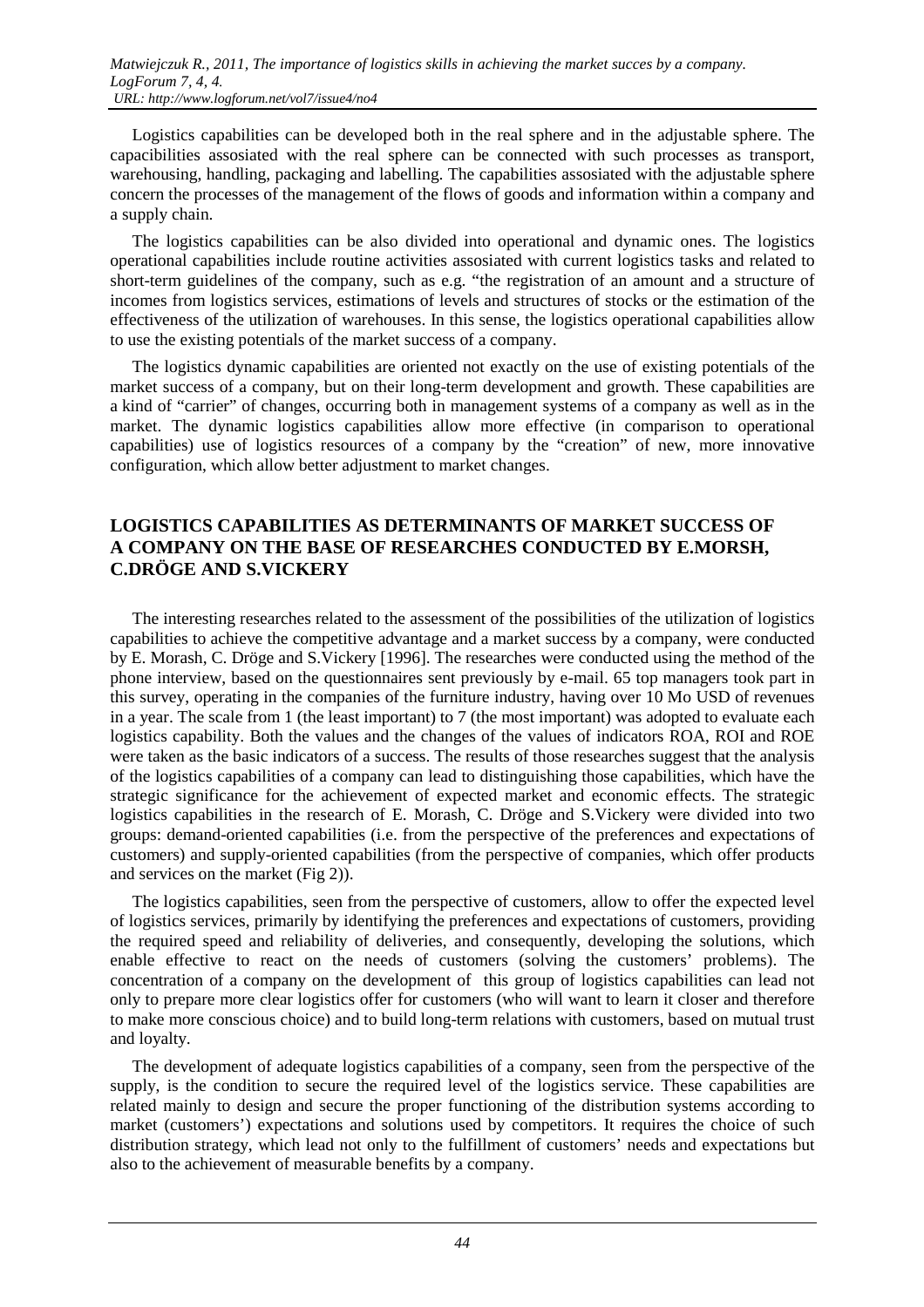Logistics capabilities can be developed both in the real sphere and in the adjustable sphere. The capacibilities assosiated with the real sphere can be connected with such processes as transport, warehousing, handling, packaging and labelling. The capabilities assosiated with the adjustable sphere concern the processes of the management of the flows of goods and information within a company and a supply chain.

The logistics capabilities can be also divided into operational and dynamic ones. The logistics operational capabilities include routine activities assosiated with current logistics tasks and related to short-term guidelines of the company, such as e.g. "the registration of an amount and a structure of incomes from logistics services, estimations of levels and structures of stocks or the estimation of the effectiveness of the utilization of warehouses. In this sense, the logistics operational capabilities allow to use the existing potentials of the market success of a company.

The logistics dynamic capabilities are oriented not exactly on the use of existing potentials of the market success of a company, but on their long-term development and growth. These capabilities are a kind of "carrier" of changes, occurring both in management systems of a company as well as in the market. The dynamic logistics capabilities allow more effective (in comparison to operational capabilities) use of logistics resources of a company by the "creation" of new, more innovative configuration, which allow better adjustment to market changes.

## LOGISTICS CAPABILITIES AS DETERMINANTS OF MARKET SUCCESS OF A COMPANY ON THE BASE OF RESEARCHES CONDUCTED BY E.MORSH, C.DRÖGE AND S.VICKERY

The interesting researches related to the assessment of the possibilities of the utilization of logistics capabilities to achieve the competitive advantage and a market success by a company, were conducted by E. Morash, C. Dröge and S.Vickery [1996]. The researches were conducted using the method of the phone interview, based on the questionnaires sent previously by e-mail. 65 top managers took part in this survey, operating in the companies of the furniture industry, having over 10 Mo USD of revenues in a year. The scale from 1 (the least important) to 7 (the most important) was adopted to evaluate each logistics capability. Both the values and the changes of the values of indicators ROA, ROI and ROE were taken as the basic indicators of a success. The results of those researches suggest that the analysis of the logistics capabilities of a company can lead to distinguishing those capabilities, which have the strategic significance for the achievement of expected market and economic effects. The strategic logistics capabilities in the research of E. Morash, C. Dröge and S.Vickery were divided into two groups: demand-oriented capabilities (i.e. from the perspective of the preferences and expectations of customers) and supply-oriented capabilities (from the perspective of companies, which offer products and services on the market (Fig 2)).

The logistics capabilities, seen from the perspective of customers, allow to offer the expected level of logistics services, primarily by identifying the preferences and expectations of customers, providing the required speed and reliability of deliveries, and consequently, developing the solutions, which enable effective to react on the needs of customers (solving the customers' problems). The concentration of a company on the development of this group of logistics capabilities can lead not only to prepare more clear logistics offer for customers (who will want to learn it closer and therefore to make more conscious choice) and to build long-term relations with customers, based on mutual trust and loyalty.

The development of adequate logistics capabilities of a company, seen from the perspective of the supply, is the condition to secure the required level of the logistics service. These capabilities are related mainly to design and secure the proper functioning of the distribution systems according to market (customers') expectations and solutions used by competitors. It requires the choice of such distribution strategy, which lead not only to the fulfillment of customers' needs and expectations but also to the achievement of measurable benefits by a company.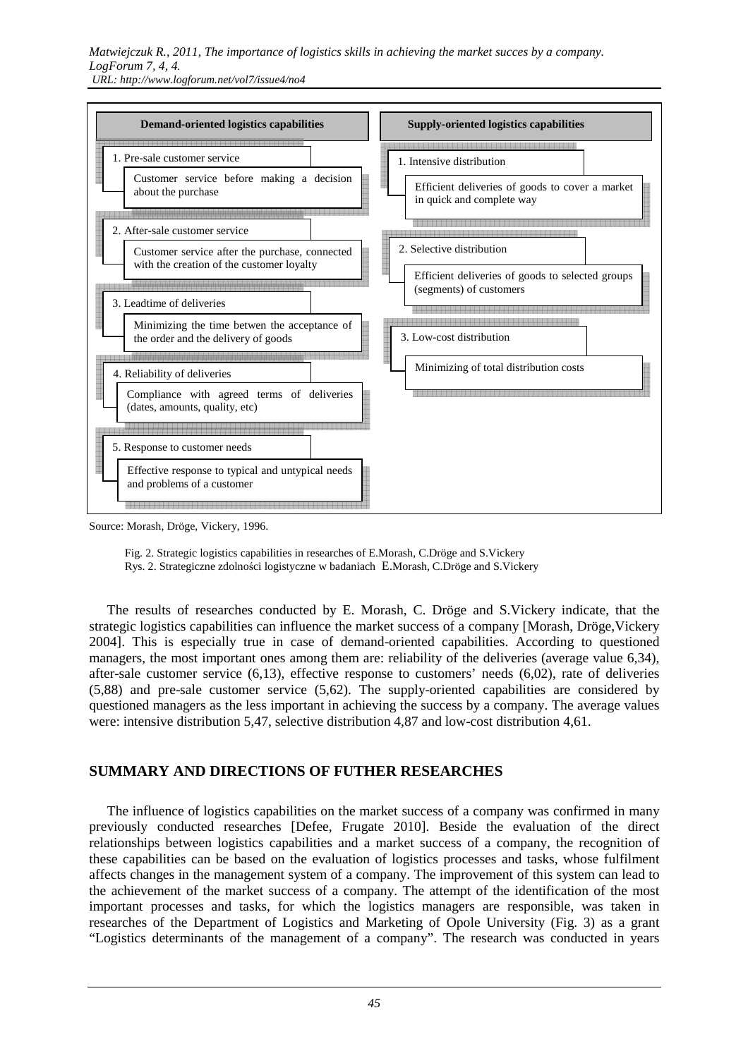| Demand-oriented logistics capabilities | Supply-oriented logistics capabilities |
|---|---|
| 1. Pre-sale customer service: Customer service before making a decision about the purchase | 1. Intensive distribution: Efficient deliveries of goods to cover a market in quick and complete way |
| 2. After-sale customer service: Customer service after the purchase, connected with the creation of the customer loyalty | 2. Selective distribution: Efficient deliveries of goods to selected groups (segments) of customers |
| 3. Leadtime of deliveries: Minimizing the time betwen the acceptance of the order and the delivery of goods | 3. Low-cost distribution: Minimizing of total distribution costs |
| 4. Reliability of deliveries: Compliance with agreed terms of deliveries (dates, amounts, quality, etc) | |
| 5. Response to customer needs: Effective response to typical and untypical needs and problems of a customer | |

Source: Morash, Dröge, Vickery, 1996.

Fig. 2. Strategic logistics capabilities in researches of E.Morash, C.Dröge and S.Vickery
Rys. 2. Strategiczne zdolności logistyczne w badaniach E.Morash, C.Dröge and S.Vickery

The results of researches conducted by E. Morash, C. Dröge and S.Vickery indicate, that the strategic logistics capabilities can influence the market success of a company [Morash, Dröge,Vickery 2004]. This is especially true in case of demand-oriented capabilities. According to questioned managers, the most important ones among them are: reliability of the deliveries (average value 6,34), after-sale customer service (6,13), effective response to customers' needs (6,02), rate of deliveries (5,88) and pre-sale customer service (5,62). The supply-oriented capabilities are considered by questioned managers as the less important in achieving the success by a company. The average values were: intensive distribution 5,47, selective distribution 4,87 and low-cost distribution 4,61.

## SUMMARY AND DIRECTIONS OF FUTHER RESEARCHES

The influence of logistics capabilities on the market success of a company was confirmed in many previously conducted researches [Defee, Frugate 2010]. Beside the evaluation of the direct relationships between logistics capabilities and a market success of a company, the recognition of these capabilities can be based on the evaluation of logistics processes and tasks, whose fulfilment affects changes in the management system of a company. The improvement of this system can lead to the achievement of the market success of a company. The attempt of the identification of the most important processes and tasks, for which the logistics managers are responsible, was taken in researches of the Department of Logistics and Marketing of Opole University (Fig. 3) as a grant "Logistics determinants of the management of a company". The research was conducted in years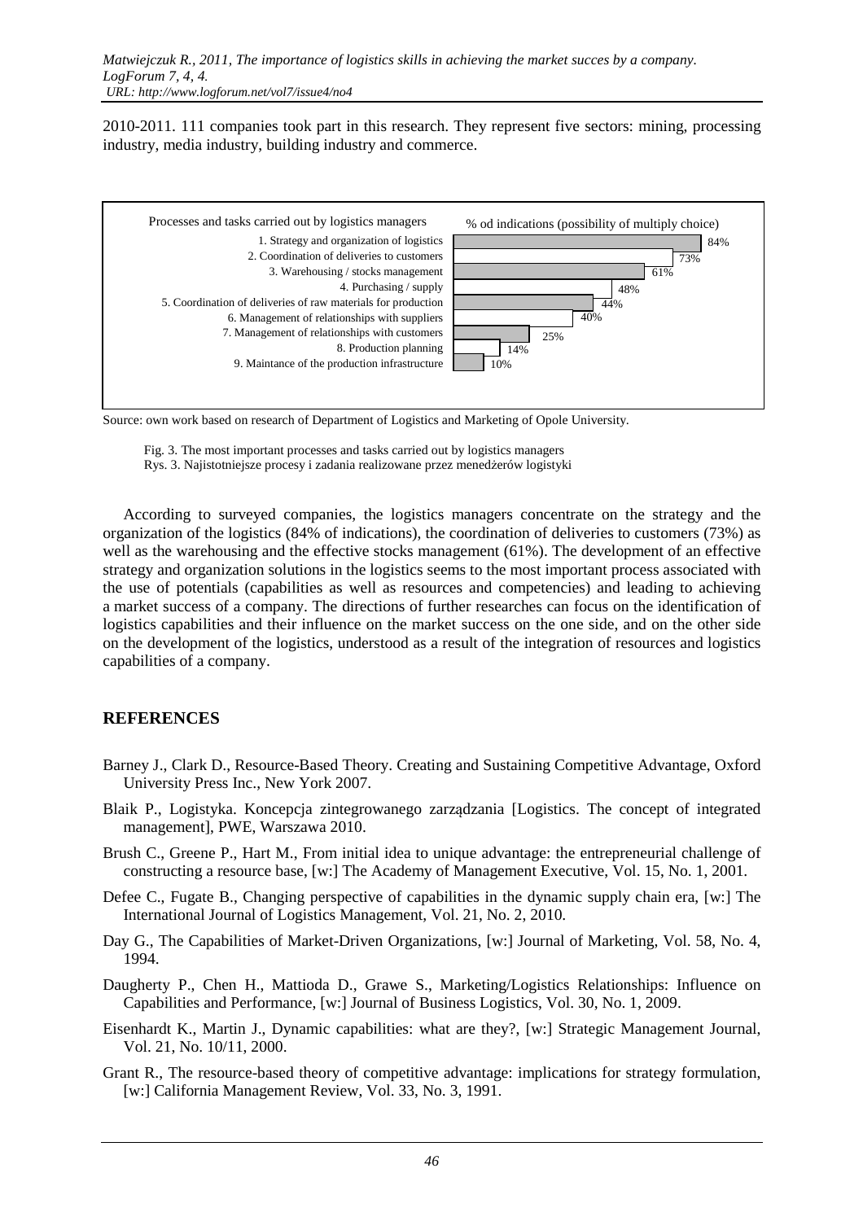2010-2011. 111 companies took part in this research. They represent five sectors: mining, processing industry, media industry, building industry and commerce.

| Processes and tasks carried out by logistics managers | % od indications (possibility of multiply choice) |
|---|---|
| 1. Strategy and organization of logistics | 84% |
| 2. Coordination of deliveries to customers | 73% |
| 3. Warehousing / stocks management | 61% |
| 4. Purchasing / supply | 48% |
| 5. Coordination of deliveries of raw materials for production | 44% |
| 6. Management of relationships with suppliers | 40% |
| 7. Management of relationships with customers | 25% |
| 8. Production planning | 14% |
| 9. Maintance of the production infrastructure | 10% |

Source: own work based on research of Department of Logistics and Marketing of Opole University.

Fig. 3. The most important processes and tasks carried out by logistics managers
Rys. 3. Najistotniejsze procesy i zadania realizowane przez menedżerów logistyki

According to surveyed companies, the logistics managers concentrate on the strategy and the organization of the logistics (84% of indications), the coordination of deliveries to customers (73%) as well as the warehousing and the effective stocks management (61%). The development of an effective strategy and organization solutions in the logistics seems to the most important process associated with the use of potentials (capabilities as well as resources and competencies) and leading to achieving a market success of a company. The directions of further researches can focus on the identification of logistics capabilities and their influence on the market success on the one side, and on the other side on the development of the logistics, understood as a result of the integration of resources and logistics capabilities of a company.

## REFERENCES

Barney J., Clark D., Resource-Based Theory. Creating and Sustaining Competitive Advantage, Oxford University Press Inc., New York 2007.

Blaik P., Logistyka. Koncepcja zintegrowanego zarządzania [Logistics. The concept of integrated management], PWE, Warszawa 2010.

Brush C., Greene P., Hart M., From initial idea to unique advantage: the entrepreneurial challenge of constructing a resource base, [w:] The Academy of Management Executive, Vol. 15, No. 1, 2001.

Defee C., Fugate B., Changing perspective of capabilities in the dynamic supply chain era, [w:] The International Journal of Logistics Management, Vol. 21, No. 2, 2010.

Day G., The Capabilities of Market-Driven Organizations, [w:] Journal of Marketing, Vol. 58, No. 4, 1994.

Daugherty P., Chen H., Mattioda D., Grawe S., Marketing/Logistics Relationships: Influence on Capabilities and Performance, [w:] Journal of Business Logistics, Vol. 30, No. 1, 2009.

Eisenhardt K., Martin J., Dynamic capabilities: what are they?, [w:] Strategic Management Journal, Vol. 21, No. 10/11, 2000.

Grant R., The resource-based theory of competitive advantage: implications for strategy formulation, [w:] California Management Review, Vol. 33, No. 3, 1991.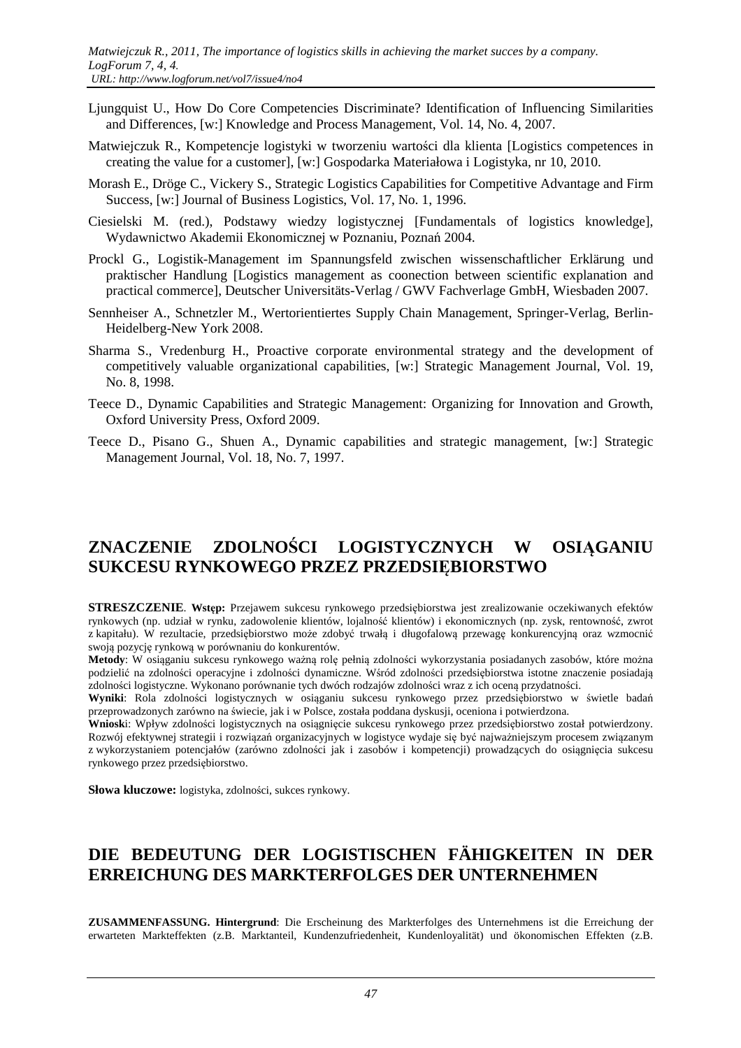Ljungquist U., How Do Core Competencies Discriminate? Identification of Influencing Similarities and Differences, [w:] Knowledge and Process Management, Vol. 14, No. 4, 2007.

Matwiejczuk R., Kompetencje logistyki w tworzeniu wartości dla klienta [Logistics competences in creating the value for a customer], [w:] Gospodarka Materiałowa i Logistyka, nr 10, 2010.

Morash E., Dröge C., Vickery S., Strategic Logistics Capabilities for Competitive Advantage and Firm Success, [w:] Journal of Business Logistics, Vol. 17, No. 1, 1996.

Ciesielski M. (red.), Podstawy wiedzy logistycznej [Fundamentals of logistics knowledge], Wydawnictwo Akademii Ekonomicznej w Poznaniu, Poznań 2004.

Prockl G., Logistik-Management im Spannungsfeld zwischen wissenschaftlicher Erklärung und praktischer Handlung [Logistics management as coonection between scientific explanation and practical commerce], Deutscher Universitäts-Verlag / GWV Fachverlage GmbH, Wiesbaden 2007.

Sennheiser A., Schnetzler M., Wertorientiertes Supply Chain Management, Springer-Verlag, Berlin-Heidelberg-New York 2008.

Sharma S., Vredenburg H., Proactive corporate environmental strategy and the development of competitively valuable organizational capabilities, [w:] Strategic Management Journal, Vol. 19, No. 8, 1998.

Teece D., Dynamic Capabilities and Strategic Management: Organizing for Innovation and Growth, Oxford University Press, Oxford 2009.

Teece D., Pisano G., Shuen A., Dynamic capabilities and strategic management, [w:] Strategic Management Journal, Vol. 18, No. 7, 1997.

# ZNACZENIE ZDOLNOŚCI LOGISTYCZNYCH W OSIĄGANIU SUKCESU RYNKOWEGO PRZEZ PRZEDSIĘBIORSTWO

**STRESZCZENIE**. **Wstęp:** Przejawem sukcesu rynkowego przedsiębiorstwa jest zrealizowanie oczekiwanych efektów rynkowych (np. udział w rynku, zadowolenie klientów, lojalność klientów) i ekonomicznych (np. zysk, rentowność, zwrot z kapitału). W rezultacie, przedsiębiorstwo może zdobyć trwałą i długofalową przewagę konkurencyjną oraz wzmocnić swoją pozycję rynkową w porównaniu do konkurentów.

**Metody**: W osiąganiu sukcesu rynkowego ważną rolę pełnią zdolności wykorzystania posiadanych zasobów, które można podzielić na zdolności operacyjne i zdolności dynamiczne. Wśród zdolności przedsiębiorstwa istotne znaczenie posiadają zdolności logistyczne. Wykonano porównanie tych dwóch rodzajów zdolności wraz z ich oceną przydatności.

**Wyniki**: Rola zdolności logistycznych w osiąganiu sukcesu rynkowego przez przedsiębiorstwo w świetle badań przeprowadzonych zarówno na świecie, jak i w Polsce, została poddana dyskusji, oceniona i potwierdzona.

**Wnioski**: Wpływ zdolności logistycznych na osiągnięcie sukcesu rynkowego przez przedsiębiorstwo został potwierdzony. Rozwój efektywnej strategii i rozwiązań organizacyjnych w logistyce wydaje się być najważniejszym procesem związanym z wykorzystaniem potencjałów (zarówno zdolności jak i zasobów i kompetencji) prowadzących do osiągnięcia sukcesu rynkowego przez przedsiębiorstwo.

**Słowa kluczowe:** logistyka, zdolności, sukces rynkowy.

# DIE BEDEUTUNG DER LOGISTISCHEN FÄHIGKEITEN IN DER ERREICHUNG DES MARKTERFOLGES DER UNTERNEHMEN

**ZUSAMMENFASSUNG. Hintergrund**: Die Erscheinung des Markterfolges des Unternehmens ist die Erreichung der erwarteten Markteffekten (z.B. Marktanteil, Kundenzufriedenheit, Kundenloyalität) und ökonomischen Effekten (z.B.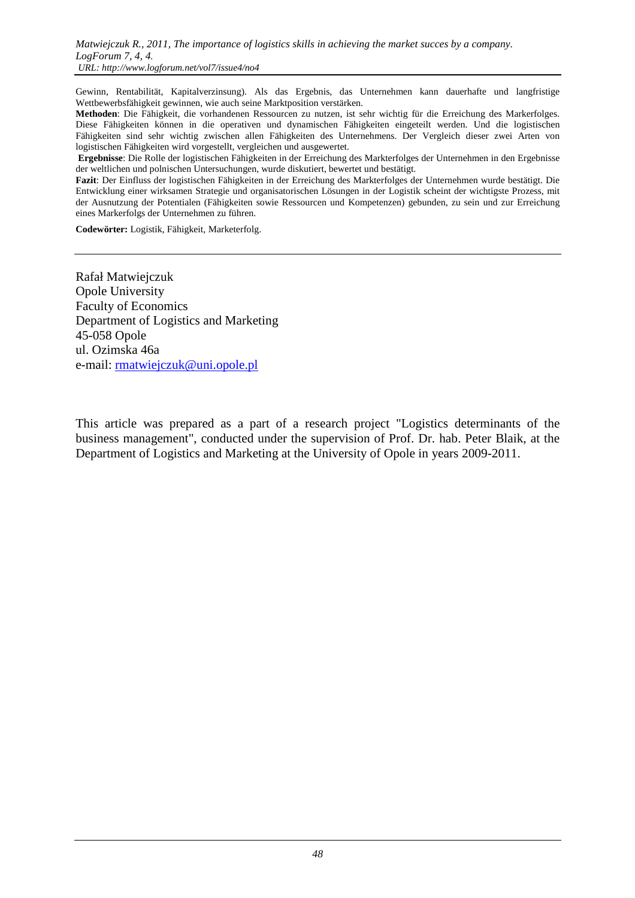Gewinn, Rentabilität, Kapitalverzinsung). Als das Ergebnis, das Unternehmen kann dauerhafte und langfristige Wettbewerbsfähigkeit gewinnen, wie auch seine Marktposition verstärken.

**Methoden**: Die Fähigkeit, die vorhandenen Ressourcen zu nutzen, ist sehr wichtig für die Erreichung des Markerfolges. Diese Fähigkeiten können in die operativen und dynamischen Fähigkeiten eingeteilt werden. Und die logistischen Fähigkeiten sind sehr wichtig zwischen allen Fähigkeiten des Unternehmens. Der Vergleich dieser zwei Arten von logistischen Fähigkeiten wird vorgestellt, vergleichen und ausgewertet.

**Ergebnisse**: Die Rolle der logistischen Fähigkeiten in der Erreichung des Markterfolges der Unternehmen in den Ergebnisse der weltlichen und polnischen Untersuchungen, wurde diskutiert, bewertet und bestätigt.

**Fazit**: Der Einfluss der logistischen Fähigkeiten in der Erreichung des Markterfolges der Unternehmen wurde bestätigt. Die Entwicklung einer wirksamen Strategie und organisatorischen Lösungen in der Logistik scheint der wichtigste Prozess, mit der Ausnutzung der Potentialen (Fähigkeiten sowie Ressourcen und Kompetenzen) gebunden, zu sein und zur Erreichung eines Markerfolgs der Unternehmen zu führen.

**Codewörter:** Logistik, Fähigkeit, Marketerfolg.

---

Rafał Matwiejczuk
Opole University
Faculty of Economics
Department of Logistics and Marketing
45-058 Opole
ul. Ozimska 46a
e-mail: rmatwiejczuk@uni.opole.pl

This article was prepared as a part of a research project "Logistics determinants of the business management", conducted under the supervision of Prof. Dr. hab. Peter Blaik, at the Department of Logistics and Marketing at the University of Opole in years 2009-2011.